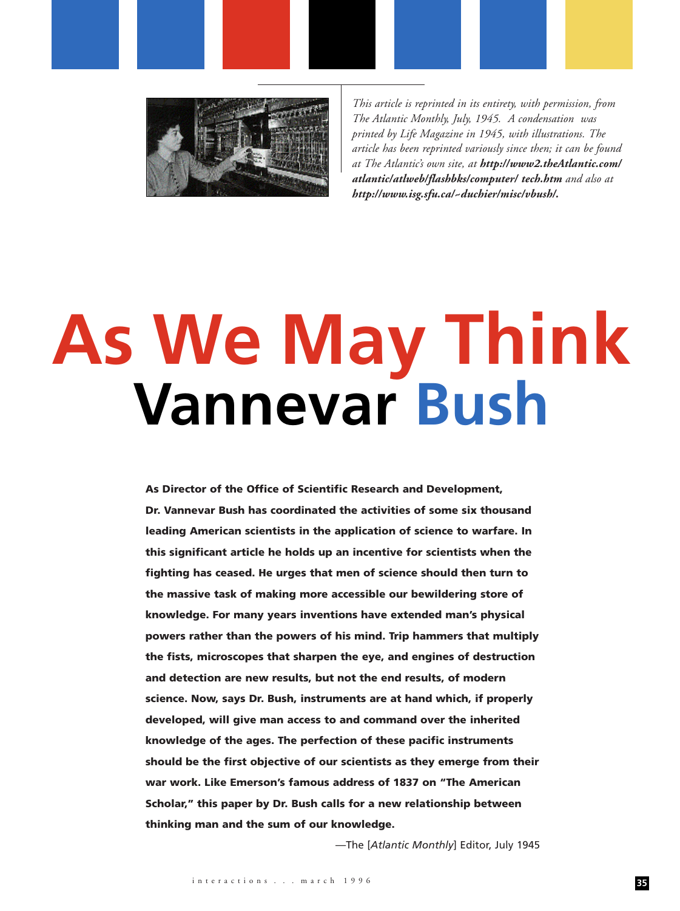*This article is reprinted in its entirety, with permission, from The Atlantic Monthly, July, 1945. A condensation was printed by Life Magazine in 1945, with illustrations. The article has been reprinted variously since then; it can be found at The Atlantic's own site, at* ***http://www2.theAtlantic.com/atlantic/atlweb/flashbks/computer/ tech.htm*** *and also at* ***http://www.isg.sfu.ca/~duchier/misc/vbush/.***

# As We May Think

## Vannevar Bush

**As Director of the Office of Scientific Research and Development, Dr. Vannevar Bush has coordinated the activities of some six thousand leading American scientists in the application of science to warfare. In this significant article he holds up an incentive for scientists when the fighting has ceased. He urges that men of science should then turn to the massive task of making more accessible our bewildering store of knowledge. For many years inventions have extended man's physical powers rather than the powers of his mind. Trip hammers that multiply the fists, microscopes that sharpen the eye, and engines of destruction and detection are new results, but not the end results, of modern science. Now, says Dr. Bush, instruments are at hand which, if properly developed, will give man access to and command over the inherited knowledge of the ages. The perfection of these pacific instruments should be the first objective of our scientists as they emerge from their war work. Like Emerson's famous address of 1837 on "The American Scholar," this paper by Dr. Bush calls for a new relationship between thinking man and the sum of our knowledge.**

—The [*Atlantic Monthly*] Editor, July 1945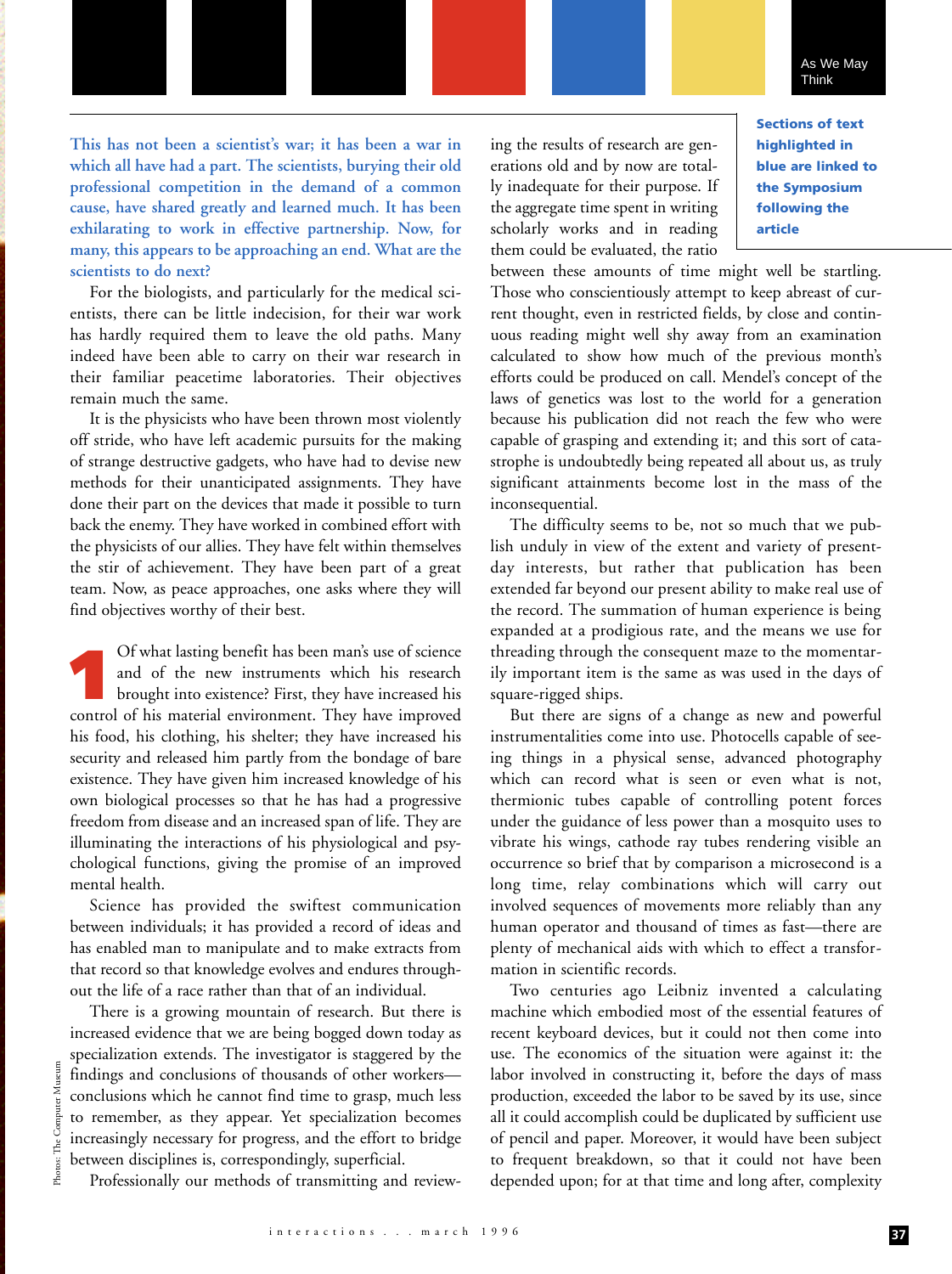**This has not been a scientist's war; it has been a war in which all have had a part. The scientists, burying their old professional competition in the demand of a common cause, have shared greatly and learned much. It has been exhilarating to work in effective partnership. Now, for many, this appears to be approaching an end. What are the scientists to do next?**

For the biologists, and particularly for the medical scientists, there can be little indecision, for their war work has hardly required them to leave the old paths. Many indeed have been able to carry on their war research in their familiar peacetime laboratories. Their objectives remain much the same.

It is the physicists who have been thrown most violently off stride, who have left academic pursuits for the making of strange destructive gadgets, who have had to devise new methods for their unanticipated assignments. They have done their part on the devices that made it possible to turn back the enemy. They have worked in combined effort with the physicists of our allies. They have felt within themselves the stir of achievement. They have been part of a great team. Now, as peace approaches, one asks where they will find objectives worthy of their best.

## 1

Of what lasting benefit has been man's use of science and of the new instruments which his research brought into existence? First, they have increased his control of his material environment. They have improved his food, his clothing, his shelter; they have increased his security and released him partly from the bondage of bare existence. They have given him increased knowledge of his own biological processes so that he has had a progressive freedom from disease and an increased span of life. They are illuminating the interactions of his physiological and psychological functions, giving the promise of an improved mental health.

Science has provided the swiftest communication between individuals; it has provided a record of ideas and has enabled man to manipulate and to make extracts from that record so that knowledge evolves and endures throughout the life of a race rather than that of an individual.

There is a growing mountain of research. But there is increased evidence that we are being bogged down today as specialization extends. The investigator is staggered by the findings and conclusions of thousands of other workers—conclusions which he cannot find time to grasp, much less to remember, as they appear. Yet specialization becomes increasingly necessary for progress, and the effort to bridge between disciplines is, correspondingly, superficial.

Professionally our methods of transmitting and reviewing the results of research are generations old and by now are totally inadequate for their purpose. If the aggregate time spent in writing scholarly works and in reading them could be evaluated, the ratio between these amounts of time might well be startling. Those who conscientiously attempt to keep abreast of current thought, even in restricted fields, by close and continuous reading might well shy away from an examination calculated to show how much of the previous month's efforts could be produced on call. Mendel's concept of the laws of genetics was lost to the world for a generation because his publication did not reach the few who were capable of grasping and extending it; and this sort of catastrophe is undoubtedly being repeated all about us, as truly significant attainments become lost in the mass of the inconsequential.

The difficulty seems to be, not so much that we publish unduly in view of the extent and variety of present-day interests, but rather that publication has been extended far beyond our present ability to make real use of the record. The summation of human experience is being expanded at a prodigious rate, and the means we use for threading through the consequent maze to the momentarily important item is the same as was used in the days of square-rigged ships.

But there are signs of a change as new and powerful instrumentalities come into use. Photocells capable of seeing things in a physical sense, advanced photography which can record what is seen or even what is not, thermionic tubes capable of controlling potent forces under the guidance of less power than a mosquito uses to vibrate his wings, cathode ray tubes rendering visible an occurrence so brief that by comparison a microsecond is a long time, relay combinations which will carry out involved sequences of movements more reliably than any human operator and thousand of times as fast—there are plenty of mechanical aids with which to effect a transformation in scientific records.

Two centuries ago Leibniz invented a calculating machine which embodied most of the essential features of recent keyboard devices, but it could not then come into use. The economics of the situation were against it: the labor involved in constructing it, before the days of mass production, exceeded the labor to be saved by its use, since all it could accomplish could be duplicated by sufficient use of pencil and paper. Moreover, it would have been subject to frequent breakdown, so that it could not have been depended upon; for at that time and long after, complexity

**Sections of text highlighted in blue are linked to the Symposium following the article**

Photos: The Computer Museum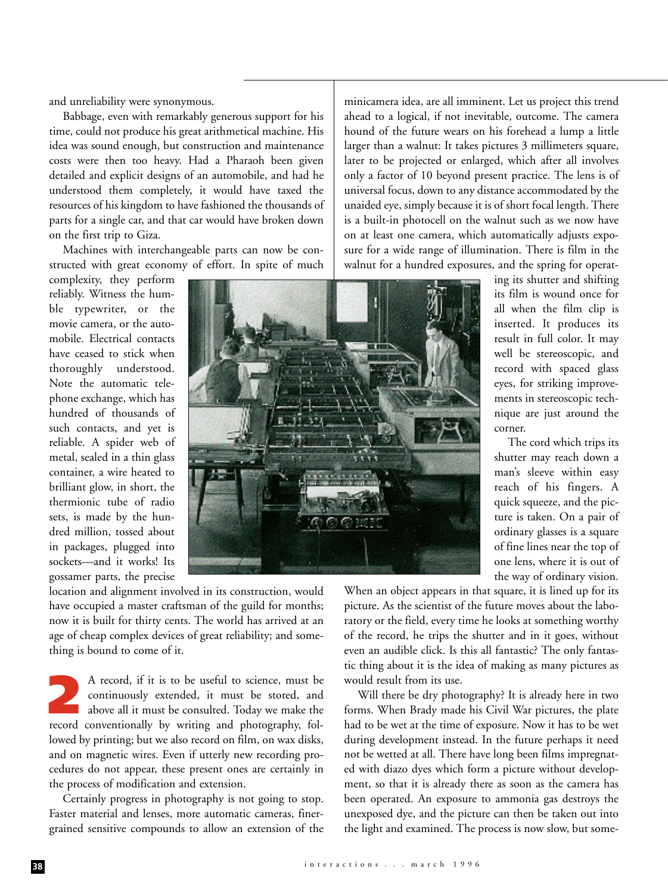and unreliability were synonymous.

Babbage, even with remarkably generous support for his time, could not produce his great arithmetical machine. His idea was sound enough, but construction and maintenance costs were then too heavy. Had a Pharaoh been given detailed and explicit designs of an automobile, and had he understood them completely, it would have taxed the resources of his kingdom to have fashioned the thousands of parts for a single car, and that car would have broken down on the first trip to Giza.

Machines with interchangeable parts can now be constructed with great economy of effort. In spite of much complexity, they perform reliably. Witness the humble typewriter, or the movie camera, or the automobile. Electrical contacts have ceased to stick when thoroughly understood. Note the automatic telephone exchange, which has hundred of thousands of such contacts, and yet is reliable. A spider web of metal, sealed in a thin glass container, a wire heated to brilliant glow, in short, the thermionic tube of radio sets, is made by the hundred million, tossed about in packages, plugged into sockets—and it works! Its gossamer parts, the precise location and alignment involved in its construction, would have occupied a master craftsman of the guild for months; now it is built for thirty cents. The world has arrived at an age of cheap complex devices of great reliability; and something is bound to come of it.

## 2

A record, if it is to be useful to science, must be continuously extended, it must be stored, and above all it must be consulted. Today we make the record conventionally by writing and photography, followed by printing; but we also record on film, on wax disks, and on magnetic wires. Even if utterly new recording procedures do not appear, these present ones are certainly in the process of modification and extension.

Certainly progress in photography is not going to stop. Faster material and lenses, more automatic cameras, finer-grained sensitive compounds to allow an extension of the minicamera idea, are all imminent. Let us project this trend ahead to a logical, if not inevitable, outcome. The camera hound of the future wears on his forehead a lump a little larger than a walnut: It takes pictures 3 millimeters square, later to be projected or enlarged, which after all involves only a factor of 10 beyond present practice. The lens is of universal focus, down to any distance accommodated by the unaided eye, simply because it is of short focal length. There is a built-in photocell on the walnut such as we now have on at least one camera, which automatically adjusts exposure for a wide range of illumination. There is film in the walnut for a hundred exposures, and the spring for operating its shutter and shifting its film is wound once for all when the film clip is inserted. It produces its result in full color. It may well be stereoscopic, and record with spaced glass eyes, for striking improvements in stereoscopic technique are just around the corner.

The cord which trips its shutter may reach down a man's sleeve within easy reach of his fingers. A quick squeeze, and the picture is taken. On a pair of ordinary glasses is a square of fine lines near the top of one lens, where it is out of the way of ordinary vision. When an object appears in that square, it is lined up for its picture. As the scientist of the future moves about the laboratory or the field, every time he looks at something worthy of the record, he trips the shutter and in it goes, without even an audible click. Is this all fantastic? The only fantastic thing about it is the idea of making as many pictures as would result from its use.

Will there be dry photography? It is already here in two forms. When Brady made his Civil War pictures, the plate had to be wet at the time of exposure. Now it has to be wet during development instead. In the future perhaps it need not be wetted at all. There have long been films impregnated with diazo dyes which form a picture without development, so that it is already there as soon as the camera has been operated. An exposure to ammonia gas destroys the unexposed dye, and the picture can then be taken out into the light and examined. The process is now slow, but some-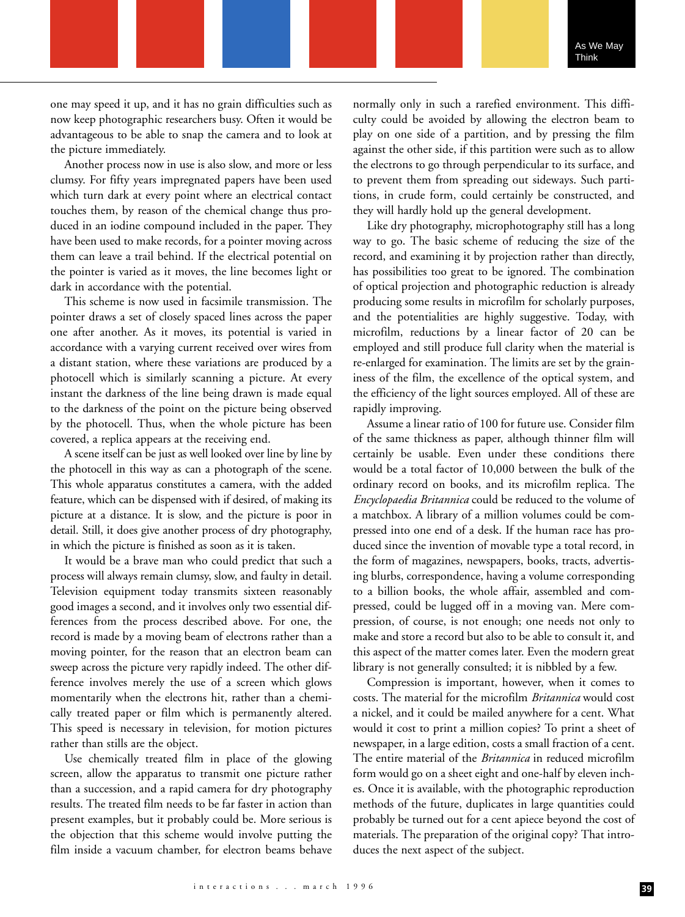one may speed it up, and it has no grain difficulties such as now keep photographic researchers busy. Often it would be advantageous to be able to snap the camera and to look at the picture immediately.

Another process now in use is also slow, and more or less clumsy. For fifty years impregnated papers have been used which turn dark at every point where an electrical contact touches them, by reason of the chemical change thus produced in an iodine compound included in the paper. They have been used to make records, for a pointer moving across them can leave a trail behind. If the electrical potential on the pointer is varied as it moves, the line becomes light or dark in accordance with the potential.

This scheme is now used in facsimile transmission. The pointer draws a set of closely spaced lines across the paper one after another. As it moves, its potential is varied in accordance with a varying current received over wires from a distant station, where these variations are produced by a photocell which is similarly scanning a picture. At every instant the darkness of the line being drawn is made equal to the darkness of the point on the picture being observed by the photocell. Thus, when the whole picture has been covered, a replica appears at the receiving end.

A scene itself can be just as well looked over line by line by the photocell in this way as can a photograph of the scene. This whole apparatus constitutes a camera, with the added feature, which can be dispensed with if desired, of making its picture at a distance. It is slow, and the picture is poor in detail. Still, it does give another process of dry photography, in which the picture is finished as soon as it is taken.

It would be a brave man who could predict that such a process will always remain clumsy, slow, and faulty in detail. Television equipment today transmits sixteen reasonably good images a second, and it involves only two essential differences from the process described above. For one, the record is made by a moving beam of electrons rather than a moving pointer, for the reason that an electron beam can sweep across the picture very rapidly indeed. The other difference involves merely the use of a screen which glows momentarily when the electrons hit, rather than a chemically treated paper or film which is permanently altered. This speed is necessary in television, for motion pictures rather than stills are the object.

Use chemically treated film in place of the glowing screen, allow the apparatus to transmit one picture rather than a succession, and a rapid camera for dry photography results. The treated film needs to be far faster in action than present examples, but it probably could be. More serious is the objection that this scheme would involve putting the film inside a vacuum chamber, for electron beams behave normally only in such a rarefied environment. This difficulty could be avoided by allowing the electron beam to play on one side of a partition, and by pressing the film against the other side, if this partition were such as to allow the electrons to go through perpendicular to its surface, and to prevent them from spreading out sideways. Such partitions, in crude form, could certainly be constructed, and they will hardly hold up the general development.

Like dry photography, microphotography still has a long way to go. The basic scheme of reducing the size of the record, and examining it by projection rather than directly, has possibilities too great to be ignored. The combination of optical projection and photographic reduction is already producing some results in microfilm for scholarly purposes, and the potentialities are highly suggestive. Today, with microfilm, reductions by a linear factor of 20 can be employed and still produce full clarity when the material is re-enlarged for examination. The limits are set by the graininess of the film, the excellence of the optical system, and the efficiency of the light sources employed. All of these are rapidly improving.

Assume a linear ratio of 100 for future use. Consider film of the same thickness as paper, although thinner film will certainly be usable. Even under these conditions there would be a total factor of 10,000 between the bulk of the ordinary record on books, and its microfilm replica. The *Encyclopaedia Britannica* could be reduced to the volume of a matchbox. A library of a million volumes could be compressed into one end of a desk. If the human race has produced since the invention of movable type a total record, in the form of magazines, newspapers, books, tracts, advertising blurbs, correspondence, having a volume corresponding to a billion books, the whole affair, assembled and compressed, could be lugged off in a moving van. Mere compression, of course, is not enough; one needs not only to make and store a record but also to be able to consult it, and this aspect of the matter comes later. Even the modern great library is not generally consulted; it is nibbled by a few.

Compression is important, however, when it comes to costs. The material for the microfilm *Britannica* would cost a nickel, and it could be mailed anywhere for a cent. What would it cost to print a million copies? To print a sheet of newspaper, in a large edition, costs a small fraction of a cent. The entire material of the *Britannica* in reduced microfilm form would go on a sheet eight and one-half by eleven inches. Once it is available, with the photographic reproduction methods of the future, duplicates in large quantities could probably be turned out for a cent apiece beyond the cost of materials. The preparation of the original copy? That introduces the next aspect of the subject.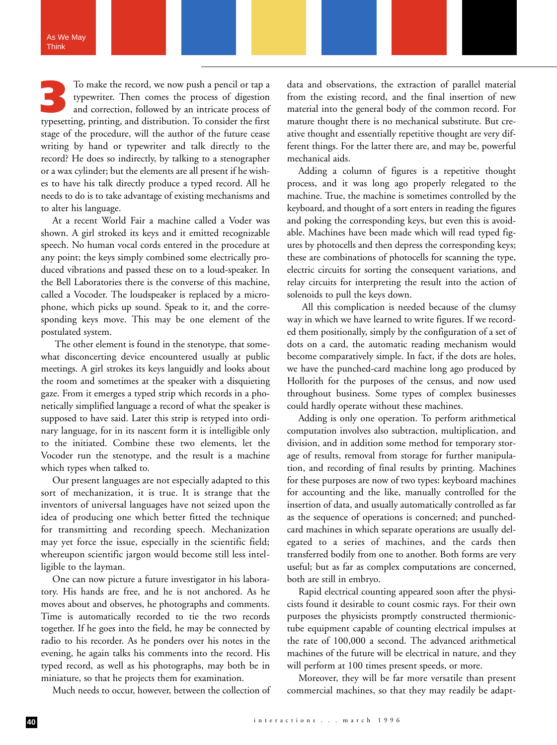**3** To make the record, we now push a pencil or tap a typewriter. Then comes the process of digestion and correction, followed by an intricate process of typesetting, printing, and distribution. To consider the first stage of the procedure, will the author of the future cease writing by hand or typewriter and talk directly to the record? He does so indirectly, by talking to a stenographer or a wax cylinder; but the elements are all present if he wishes to have his talk directly produce a typed record. All he needs to do is to take advantage of existing mechanisms and to alter his language.

At a recent World Fair a machine called a Voder was shown. A girl stroked its keys and it emitted recognizable speech. No human vocal cords entered in the procedure at any point; the keys simply combined some electrically produced vibrations and passed these on to a loud-speaker. In the Bell Laboratories there is the converse of this machine, called a Vocoder. The loudspeaker is replaced by a microphone, which picks up sound. Speak to it, and the corresponding keys move. This may be one element of the postulated system.

The other element is found in the stenotype, that somewhat disconcerting device encountered usually at public meetings. A girl strokes its keys languidly and looks about the room and sometimes at the speaker with a disquieting gaze. From it emerges a typed strip which records in a phonetically simplified language a record of what the speaker is supposed to have said. Later this strip is retyped into ordinary language, for in its nascent form it is intelligible only to the initiated. Combine these two elements, let the Vocoder run the stenotype, and the result is a machine which types when talked to.

Our present languages are not especially adapted to this sort of mechanization, it is true. It is strange that the inventors of universal languages have not seized upon the idea of producing one which better fitted the technique for transmitting and recording speech. Mechanization may yet force the issue, especially in the scientific field; whereupon scientific jargon would become still less intelligible to the layman.

One can now picture a future investigator in his laboratory. His hands are free, and he is not anchored. As he moves about and observes, he photographs and comments. Time is automatically recorded to tie the two records together. If he goes into the field, he may be connected by radio to his recorder. As he ponders over his notes in the evening, he again talks his comments into the record. His typed record, as well as his photographs, may both be in miniature, so that he projects them for examination.

Much needs to occur, however, between the collection of data and observations, the extraction of parallel material from the existing record, and the final insertion of new material into the general body of the common record. For mature thought there is no mechanical substitute. But creative thought and essentially repetitive thought are very different things. For the latter there are, and may be, powerful mechanical aids.

Adding a column of figures is a repetitive thought process, and it was long ago properly relegated to the machine. True, the machine is sometimes controlled by the keyboard, and thought of a sort enters in reading the figures and poking the corresponding keys, but even this is avoidable. Machines have been made which will read typed figures by photocells and then depress the corresponding keys; these are combinations of photocells for scanning the type, electric circuits for sorting the consequent variations, and relay circuits for interpreting the result into the action of solenoids to pull the keys down.

All this complication is needed because of the clumsy way in which we have learned to write figures. If we recorded them positionally, simply by the configuration of a set of dots on a card, the automatic reading mechanism would become comparatively simple. In fact, if the dots are holes, we have the punched-card machine long ago produced by Hollorith for the purposes of the census, and now used throughout business. Some types of complex businesses could hardly operate without these machines.

Adding is only one operation. To perform arithmetical computation involves also subtraction, multiplication, and division, and in addition some method for temporary storage of results, removal from storage for further manipulation, and recording of final results by printing. Machines for these purposes are now of two types: keyboard machines for accounting and the like, manually controlled for the insertion of data, and usually automatically controlled as far as the sequence of operations is concerned; and punched-card machines in which separate operations are usually delegated to a series of machines, and the cards then transferred bodily from one to another. Both forms are very useful; but as far as complex computations are concerned, both are still in embryo.

Rapid electrical counting appeared soon after the physicists found it desirable to count cosmic rays. For their own purposes the physicists promptly constructed thermionic-tube equipment capable of counting electrical impulses at the rate of 100,000 a second. The advanced arithmetical machines of the future will be electrical in nature, and they will perform at 100 times present speeds, or more.

Moreover, they will be far more versatile than present commercial machines, so that they may readily be adapt-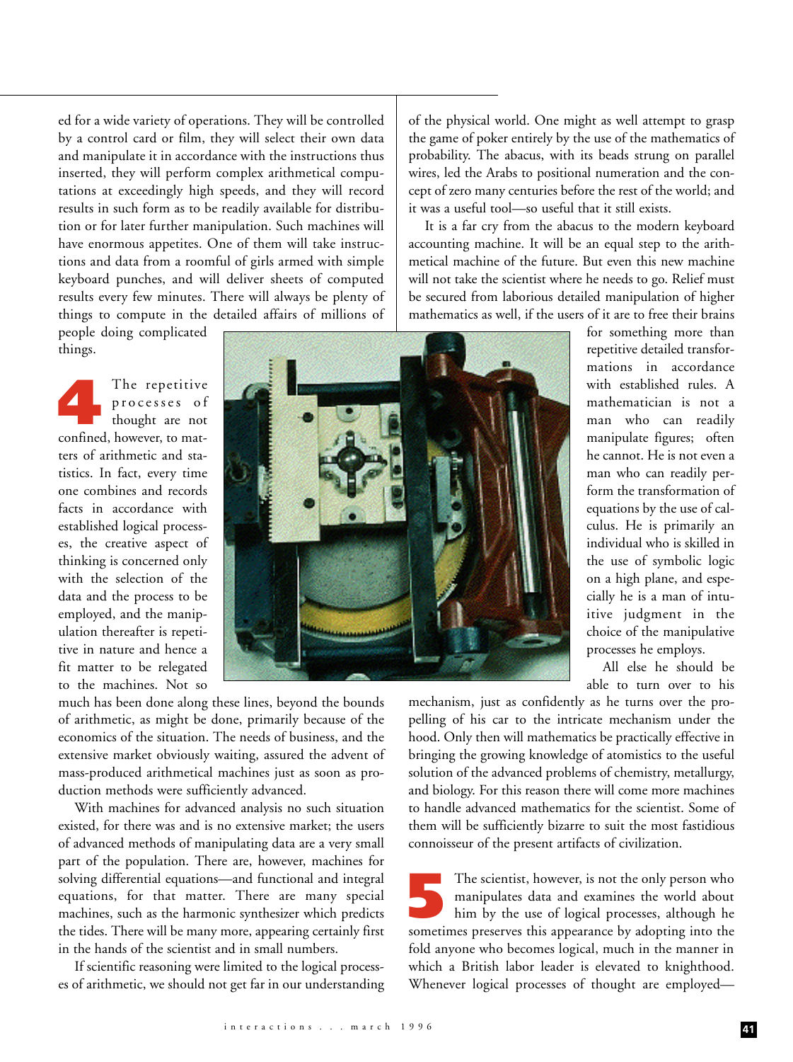ed for a wide variety of operations. They will be controlled by a control card or film, they will select their own data and manipulate it in accordance with the instructions thus inserted, they will perform complex arithmetical computations at exceedingly high speeds, and they will record results in such form as to be readily available for distribution or for later further manipulation. Such machines will have enormous appetites. One of them will take instructions and data from a roomful of girls armed with simple keyboard punches, and will deliver sheets of computed results every few minutes. There will always be plenty of things to compute in the detailed affairs of millions of people doing complicated things.

**4** The repetitive processes of thought are not confined, however, to matters of arithmetic and statistics. In fact, every time one combines and records facts in accordance with established logical processes, the creative aspect of thinking is concerned only with the selection of the data and the process to be employed, and the manipulation thereafter is repetitive in nature and hence a fit matter to be relegated to the machines. Not so much has been done along these lines, beyond the bounds of arithmetic, as might be done, primarily because of the economics of the situation. The needs of business, and the extensive market obviously waiting, assured the advent of mass-produced arithmetical machines just as soon as production methods were sufficiently advanced.

With machines for advanced analysis no such situation existed, for there was and is no extensive market; the users of advanced methods of manipulating data are a very small part of the population. There are, however, machines for solving differential equations—and functional and integral equations, for that matter. There are many special machines, such as the harmonic synthesizer which predicts the tides. There will be many more, appearing certainly first in the hands of the scientist and in small numbers.

If scientific reasoning were limited to the logical processes of arithmetic, we should not get far in our understanding of the physical world. One might as well attempt to grasp the game of poker entirely by the use of the mathematics of probability. The abacus, with its beads strung on parallel wires, led the Arabs to positional numeration and the concept of zero many centuries before the rest of the world; and it was a useful tool—so useful that it still exists.

It is a far cry from the abacus to the modern keyboard accounting machine. It will be an equal step to the arithmetical machine of the future. But even this new machine will not take the scientist where he needs to go. Relief must be secured from laborious detailed manipulation of higher mathematics as well, if the users of it are to free their brains for something more than repetitive detailed transformations in accordance with established rules. A mathematician is not a man who can readily manipulate figures; often he cannot. He is not even a man who can readily perform the transformation of equations by the use of calculus. He is primarily an individual who is skilled in the use of symbolic logic on a high plane, and especially he is a man of intuitive judgment in the choice of the manipulative processes he employs.

All else he should be able to turn over to his mechanism, just as confidently as he turns over the propelling of his car to the intricate mechanism under the hood. Only then will mathematics be practically effective in bringing the growing knowledge of atomistics to the useful solution of the advanced problems of chemistry, metallurgy, and biology. For this reason there will come more machines to handle advanced mathematics for the scientist. Some of them will be sufficiently bizarre to suit the most fastidious connoisseur of the present artifacts of civilization.

**5** The scientist, however, is not the only person who manipulates data and examines the world about him by the use of logical processes, although he sometimes preserves this appearance by adopting into the fold anyone who becomes logical, much in the manner in which a British labor leader is elevated to knighthood. Whenever logical processes of thought are employed—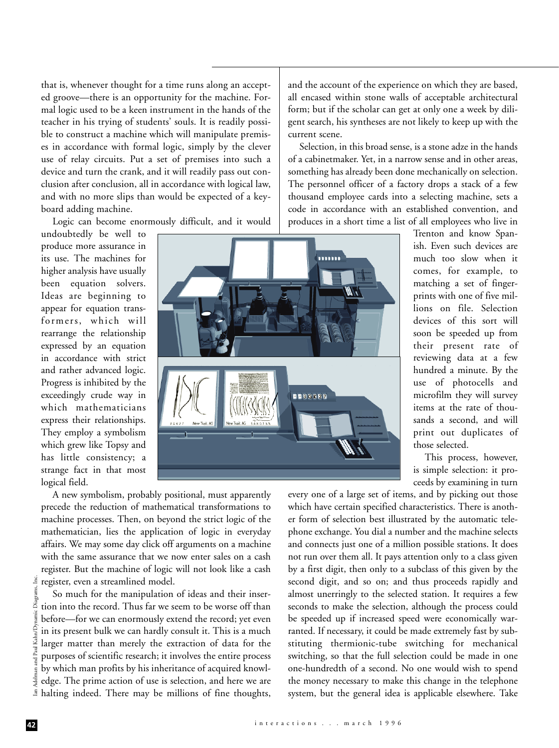that is, whenever thought for a time runs along an accepted groove—there is an opportunity for the machine. Formal logic used to be a keen instrument in the hands of the teacher in his trying of students' souls. It is readily possible to construct a machine which will manipulate premises in accordance with formal logic, simply by the clever use of relay circuits. Put a set of premises into such a device and turn the crank, and it will readily pass out conclusion after conclusion, all in accordance with logical law, and with no more slips than would be expected of a keyboard adding machine.

Logic can become enormously difficult, and it would undoubtedly be well to produce more assurance in its use. The machines for higher analysis have usually been equation solvers. Ideas are beginning to appear for equation transformers, which will rearrange the relationship expressed by an equation in accordance with strict and rather advanced logic. Progress is inhibited by the exceedingly crude way in which mathematicians express their relationships. They employ a symbolism which grew like Topsy and has little consistency; a strange fact in that most logical field.

A new symbolism, probably positional, must apparently precede the reduction of mathematical transformations to machine processes. Then, on beyond the strict logic of the mathematician, lies the application of logic in everyday affairs. We may some day click off arguments on a machine with the same assurance that we now enter sales on a cash register. But the machine of logic will not look like a cash register, even a streamlined model.

So much for the manipulation of ideas and their insertion into the record. Thus far we seem to be worse off than before—for we can enormously extend the record; yet even in its present bulk we can hardly consult it. This is a much larger matter than merely the extraction of data for the purposes of scientific research; it involves the entire process by which man profits by his inheritance of acquired knowledge. The prime action of use is selection, and here we are halting indeed. There may be millions of fine thoughts, and the account of the experience on which they are based, all encased within stone walls of acceptable architectural form; but if the scholar can get at only one a week by diligent search, his syntheses are not likely to keep up with the current scene.

Selection, in this broad sense, is a stone adze in the hands of a cabinetmaker. Yet, in a narrow sense and in other areas, something has already been done mechanically on selection. The personnel officer of a factory drops a stack of a few thousand employee cards into a selecting machine, sets a code in accordance with an established convention, and produces in a short time a list of all employees who live in Trenton and know Spanish. Even such devices are much too slow when it comes, for example, to matching a set of fingerprints with one of five millions on file. Selection devices of this sort will soon be speeded up from their present rate of reviewing data at a few hundred a minute. By the use of photocells and microfilm they will survey items at the rate of thousands a second, and will print out duplicates of those selected.

This process, however, is simple selection: it proceeds by examining in turn every one of a large set of items, and by picking out those which have certain specified characteristics. There is another form of selection best illustrated by the automatic telephone exchange. You dial a number and the machine selects and connects just one of a million possible stations. It does not run over them all. It pays attention only to a class given by a first digit, then only to a subclass of this given by the second digit, and so on; and thus proceeds rapidly and almost unerringly to the selected station. It requires a few seconds to make the selection, although the process could be speeded up if increased speed were economically warranted. If necessary, it could be made extremely fast by substituting thermionic-tube switching for mechanical switching, so that the full selection could be made in one one-hundredth of a second. No one would wish to spend the money necessary to make this change in the telephone system, but the general idea is applicable elsewhere. Take

Ian Adelman and Paul Kahn/Dynamic Diagrams, Inc.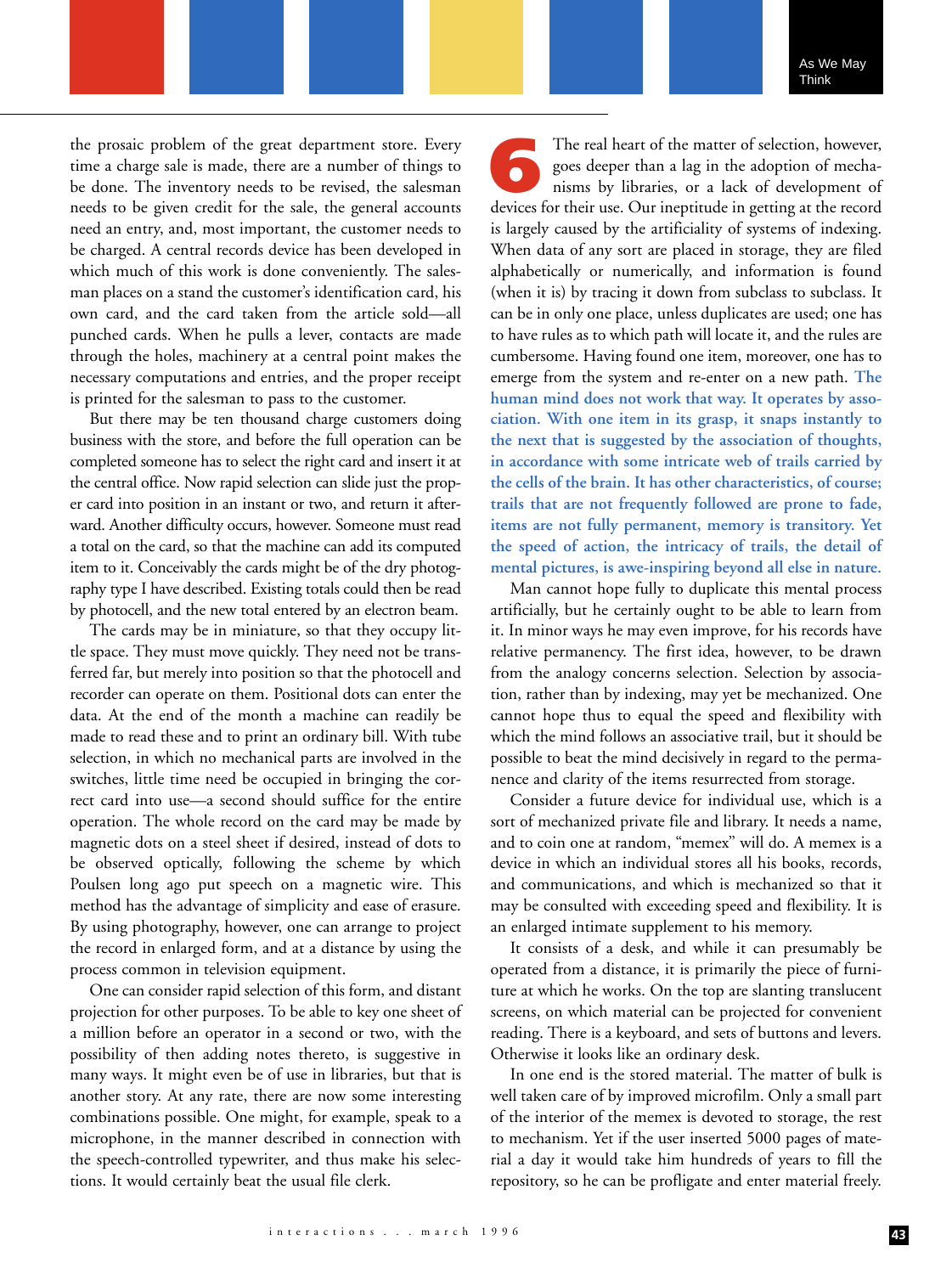the prosaic problem of the great department store. Every time a charge sale is made, there are a number of things to be done. The inventory needs to be revised, the salesman needs to be given credit for the sale, the general accounts need an entry, and, most important, the customer needs to be charged. A central records device has been developed in which much of this work is done conveniently. The salesman places on a stand the customer's identification card, his own card, and the card taken from the article sold—all punched cards. When he pulls a lever, contacts are made through the holes, machinery at a central point makes the necessary computations and entries, and the proper receipt is printed for the salesman to pass to the customer.

But there may be ten thousand charge customers doing business with the store, and before the full operation can be completed someone has to select the right card and insert it at the central office. Now rapid selection can slide just the proper card into position in an instant or two, and return it afterward. Another difficulty occurs, however. Someone must read a total on the card, so that the machine can add its computed item to it. Conceivably the cards might be of the dry photography type I have described. Existing totals could then be read by photocell, and the new total entered by an electron beam.

The cards may be in miniature, so that they occupy little space. They must move quickly. They need not be transferred far, but merely into position so that the photocell and recorder can operate on them. Positional dots can enter the data. At the end of the month a machine can readily be made to read these and to print an ordinary bill. With tube selection, in which no mechanical parts are involved in the switches, little time need be occupied in bringing the correct card into use—a second should suffice for the entire operation. The whole record on the card may be made by magnetic dots on a steel sheet if desired, instead of dots to be observed optically, following the scheme by which Poulsen long ago put speech on a magnetic wire. This method has the advantage of simplicity and ease of erasure. By using photography, however, one can arrange to project the record in enlarged form, and at a distance by using the process common in television equipment.

One can consider rapid selection of this form, and distant projection for other purposes. To be able to key one sheet of a million before an operator in a second or two, with the possibility of then adding notes thereto, is suggestive in many ways. It might even be of use in libraries, but that is another story. At any rate, there are now some interesting combinations possible. One might, for example, speak to a microphone, in the manner described in connection with the speech-controlled typewriter, and thus make his selections. It would certainly beat the usual file clerk.

## 6

The real heart of the matter of selection, however, goes deeper than a lag in the adoption of mechanisms by libraries, or a lack of development of devices for their use. Our ineptitude in getting at the record is largely caused by the artificiality of systems of indexing. When data of any sort are placed in storage, they are filed alphabetically or numerically, and information is found (when it is) by tracing it down from subclass to subclass. It can be in only one place, unless duplicates are used; one has to have rules as to which path will locate it, and the rules are cumbersome. Having found one item, moreover, one has to emerge from the system and re-enter on a new path. **The human mind does not work that way. It operates by association. With one item in its grasp, it snaps instantly to the next that is suggested by the association of thoughts, in accordance with some intricate web of trails carried by the cells of the brain. It has other characteristics, of course; trails that are not frequently followed are prone to fade, items are not fully permanent, memory is transitory. Yet the speed of action, the intricacy of trails, the detail of mental pictures, is awe-inspiring beyond all else in nature.**

Man cannot hope fully to duplicate this mental process artificially, but he certainly ought to be able to learn from it. In minor ways he may even improve, for his records have relative permanency. The first idea, however, to be drawn from the analogy concerns selection. Selection by association, rather than by indexing, may yet be mechanized. One cannot hope thus to equal the speed and flexibility with which the mind follows an associative trail, but it should be possible to beat the mind decisively in regard to the permanence and clarity of the items resurrected from storage.

Consider a future device for individual use, which is a sort of mechanized private file and library. It needs a name, and to coin one at random, "memex" will do. A memex is a device in which an individual stores all his books, records, and communications, and which is mechanized so that it may be consulted with exceeding speed and flexibility. It is an enlarged intimate supplement to his memory.

It consists of a desk, and while it can presumably be operated from a distance, it is primarily the piece of furniture at which he works. On the top are slanting translucent screens, on which material can be projected for convenient reading. There is a keyboard, and sets of buttons and levers. Otherwise it looks like an ordinary desk.

In one end is the stored material. The matter of bulk is well taken care of by improved microfilm. Only a small part of the interior of the memex is devoted to storage, the rest to mechanism. Yet if the user inserted 5000 pages of material a day it would take him hundreds of years to fill the repository, so he can be profligate and enter material freely.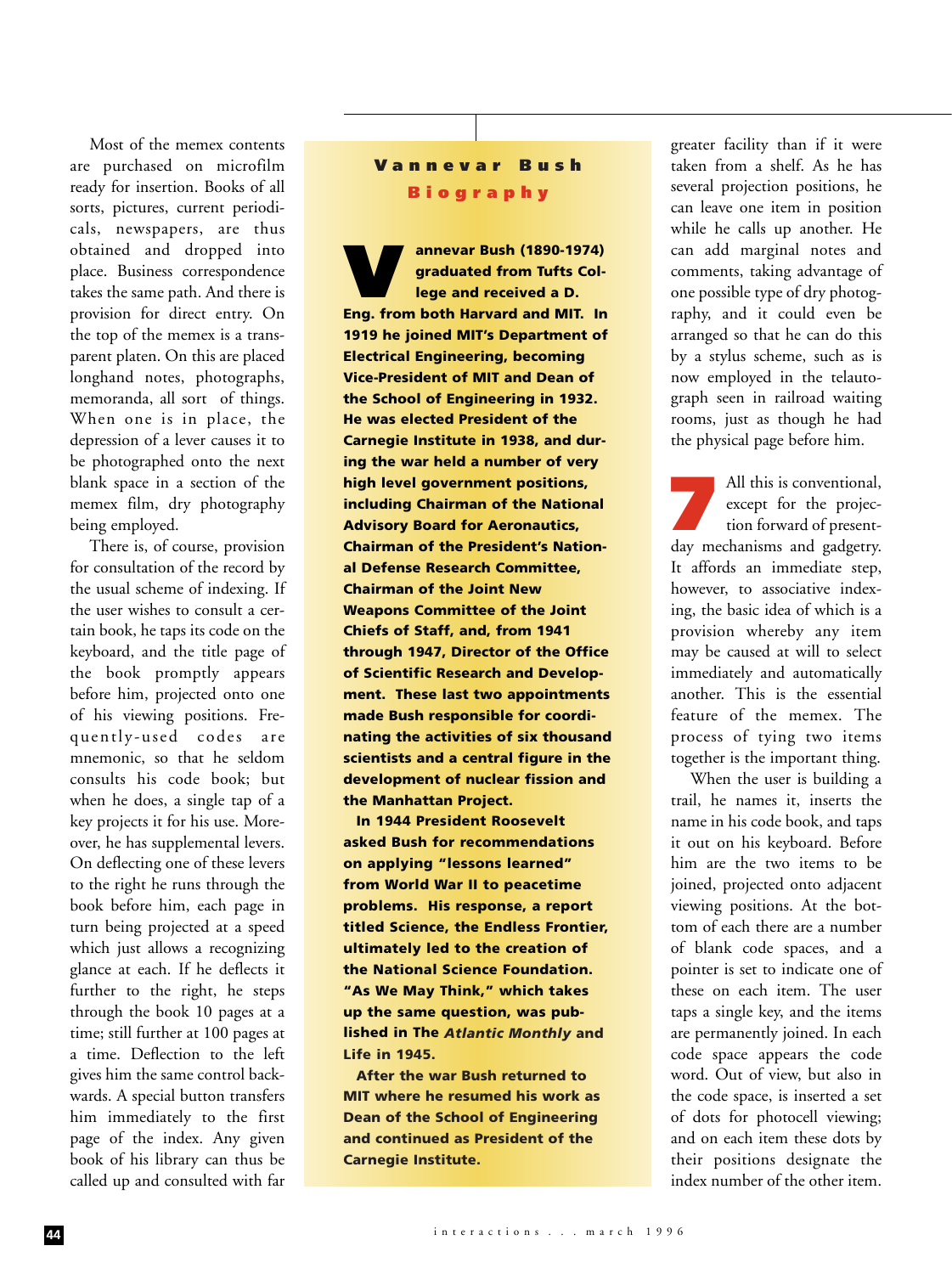Most of the memex contents are purchased on microfilm ready for insertion. Books of all sorts, pictures, current periodicals, newspapers, are thus obtained and dropped into place. Business correspondence takes the same path. And there is provision for direct entry. On the top of the memex is a transparent platen. On this are placed longhand notes, photographs, memoranda, all sort of things. When one is in place, the depression of a lever causes it to be photographed onto the next blank space in a section of the memex film, dry photography being employed.

There is, of course, provision for consultation of the record by the usual scheme of indexing. If the user wishes to consult a certain book, he taps its code on the keyboard, and the title page of the book promptly appears before him, projected onto one of his viewing positions. Frequently-used codes are mnemonic, so that he seldom consults his code book; but when he does, a single tap of a key projects it for his use. Moreover, he has supplemental levers. On deflecting one of these levers to the right he runs through the book before him, each page in turn being projected at a speed which just allows a recognizing glance at each. If he deflects it further to the right, he steps through the book 10 pages at a time; still further at 100 pages at a time. Deflection to the left gives him the same control backwards. A special button transfers him immediately to the first page of the index. Any given book of his library can thus be called up and consulted with far greater facility than if it were taken from a shelf. As he has several projection positions, he can leave one item in position while he calls up another. He can add marginal notes and comments, taking advantage of one possible type of dry photography, and it could even be arranged so that he can do this by a stylus scheme, such as is now employed in the telautograph seen in railroad waiting rooms, just as though he had the physical page before him.

## Vannevar Bush Biography

**Vannevar Bush (1890-1974) graduated from Tufts College and received a D. Eng. from both Harvard and MIT. In 1919 he joined MIT's Department of Electrical Engineering, becoming Vice-President of MIT and Dean of the School of Engineering in 1932. He was elected President of the Carnegie Institute in 1938, and during the war held a number of very high level government positions, including Chairman of the National Advisory Board for Aeronautics, Chairman of the President's National Defense Research Committee, Chairman of the Joint New Weapons Committee of the Joint Chiefs of Staff, and, from 1941 through 1947, Director of the Office of Scientific Research and Development. These last two appointments made Bush responsible for coordinating the activities of six thousand scientists and a central figure in the development of nuclear fission and the Manhattan Project.**

**In 1944 President Roosevelt asked Bush for recommendations on applying "lessons learned" from World War II to peacetime problems. His response, a report titled Science, the Endless Frontier, ultimately led to the creation of the National Science Foundation. "As We May Think," which takes up the same question, was published in The *Atlantic Monthly* and Life in 1945.**

**After the war Bush returned to MIT where he resumed his work as Dean of the School of Engineering and continued as President of the Carnegie Institute.**

## 7

All this is conventional, except for the projection forward of present-day mechanisms and gadgetry. It affords an immediate step, however, to associative indexing, the basic idea of which is a provision whereby any item may be caused at will to select immediately and automatically another. This is the essential feature of the memex. The process of tying two items together is the important thing.

When the user is building a trail, he names it, inserts the name in his code book, and taps it out on his keyboard. Before him are the two items to be joined, projected onto adjacent viewing positions. At the bottom of each there are a number of blank code spaces, and a pointer is set to indicate one of these on each item. The user taps a single key, and the items are permanently joined. In each code space appears the code word. Out of view, but also in the code space, is inserted a set of dots for photocell viewing; and on each item these dots by their positions designate the index number of the other item.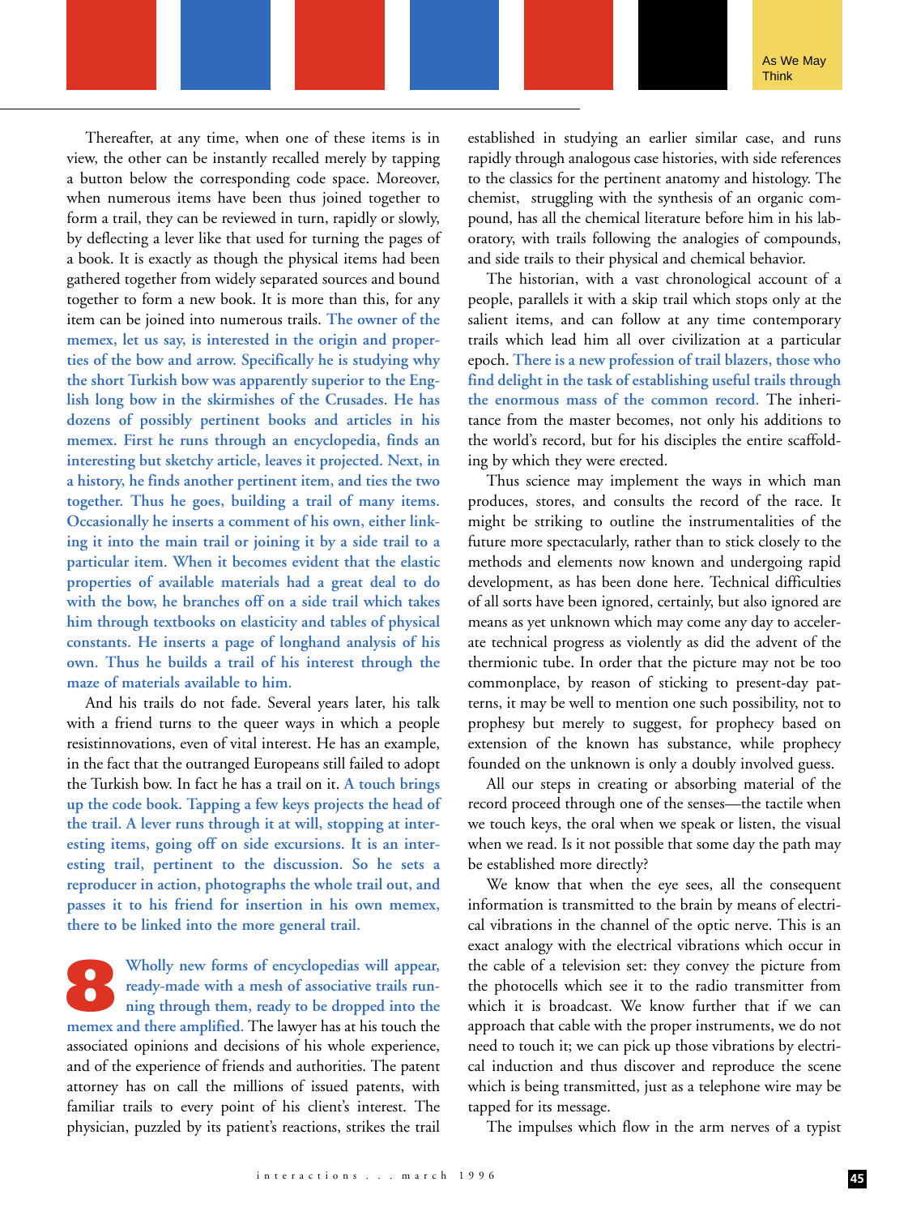Thereafter, at any time, when one of these items is in view, the other can be instantly recalled merely by tapping a button below the corresponding code space. Moreover, when numerous items have been thus joined together to form a trail, they can be reviewed in turn, rapidly or slowly, by deflecting a lever like that used for turning the pages of a book. It is exactly as though the physical items had been gathered together from widely separated sources and bound together to form a new book. It is more than this, for any item can be joined into numerous trails. **The owner of the memex, let us say, is interested in the origin and properties of the bow and arrow. Specifically he is studying why the short Turkish bow was apparently superior to the English long bow in the skirmishes of the Crusades. He has dozens of possibly pertinent books and articles in his memex. First he runs through an encyclopedia, finds an interesting but sketchy article, leaves it projected. Next, in a history, he finds another pertinent item, and ties the two together. Thus he goes, building a trail of many items. Occasionally he inserts a comment of his own, either linking it into the main trail or joining it by a side trail to a particular item. When it becomes evident that the elastic properties of available materials had a great deal to do with the bow, he branches off on a side trail which takes him through textbooks on elasticity and tables of physical constants. He inserts a page of longhand analysis of his own. Thus he builds a trail of his interest through the maze of materials available to him.**

And his trails do not fade. Several years later, his talk with a friend turns to the queer ways in which a people resistinnovations, even of vital interest. He has an example, in the fact that the outranged Europeans still failed to adopt the Turkish bow. In fact he has a trail on it. **A touch brings up the code book. Tapping a few keys projects the head of the trail. A lever runs through it at will, stopping at interesting items, going off on side excursions. It is an interesting trail, pertinent to the discussion. So he sets a reproducer in action, photographs the whole trail out, and passes it to his friend for insertion in his own memex, there to be linked into the more general trail.**

## 8

**Wholly new forms of encyclopedias will appear, ready-made with a mesh of associative trails running through them, ready to be dropped into the memex and there amplified.** The lawyer has at his touch the associated opinions and decisions of his whole experience, and of the experience of friends and authorities. The patent attorney has on call the millions of issued patents, with familiar trails to every point of his client's interest. The physician, puzzled by its patient's reactions, strikes the trail established in studying an earlier similar case, and runs rapidly through analogous case histories, with side references to the classics for the pertinent anatomy and histology. The chemist, struggling with the synthesis of an organic compound, has all the chemical literature before him in his laboratory, with trails following the analogies of compounds, and side trails to their physical and chemical behavior.

The historian, with a vast chronological account of a people, parallels it with a skip trail which stops only at the salient items, and can follow at any time contemporary trails which lead him all over civilization at a particular epoch. **There is a new profession of trail blazers, those who find delight in the task of establishing useful trails through the enormous mass of the common record.** The inheritance from the master becomes, not only his additions to the world's record, but for his disciples the entire scaffolding by which they were erected.

Thus science may implement the ways in which man produces, stores, and consults the record of the race. It might be striking to outline the instrumentalities of the future more spectacularly, rather than to stick closely to the methods and elements now known and undergoing rapid development, as has been done here. Technical difficulties of all sorts have been ignored, certainly, but also ignored are means as yet unknown which may come any day to accelerate technical progress as violently as did the advent of the thermionic tube. In order that the picture may not be too commonplace, by reason of sticking to present-day patterns, it may be well to mention one such possibility, not to prophesy but merely to suggest, for prophecy based on extension of the known has substance, while prophecy founded on the unknown is only a doubly involved guess.

All our steps in creating or absorbing material of the record proceed through one of the senses—the tactile when we touch keys, the oral when we speak or listen, the visual when we read. Is it not possible that some day the path may be established more directly?

We know that when the eye sees, all the consequent information is transmitted to the brain by means of electrical vibrations in the channel of the optic nerve. This is an exact analogy with the electrical vibrations which occur in the cable of a television set: they convey the picture from the photocells which see it to the radio transmitter from which it is broadcast. We know further that if we can approach that cable with the proper instruments, we do not need to touch it; we can pick up those vibrations by electrical induction and thus discover and reproduce the scene which is being transmitted, just as a telephone wire may be tapped for its message.

The impulses which flow in the arm nerves of a typist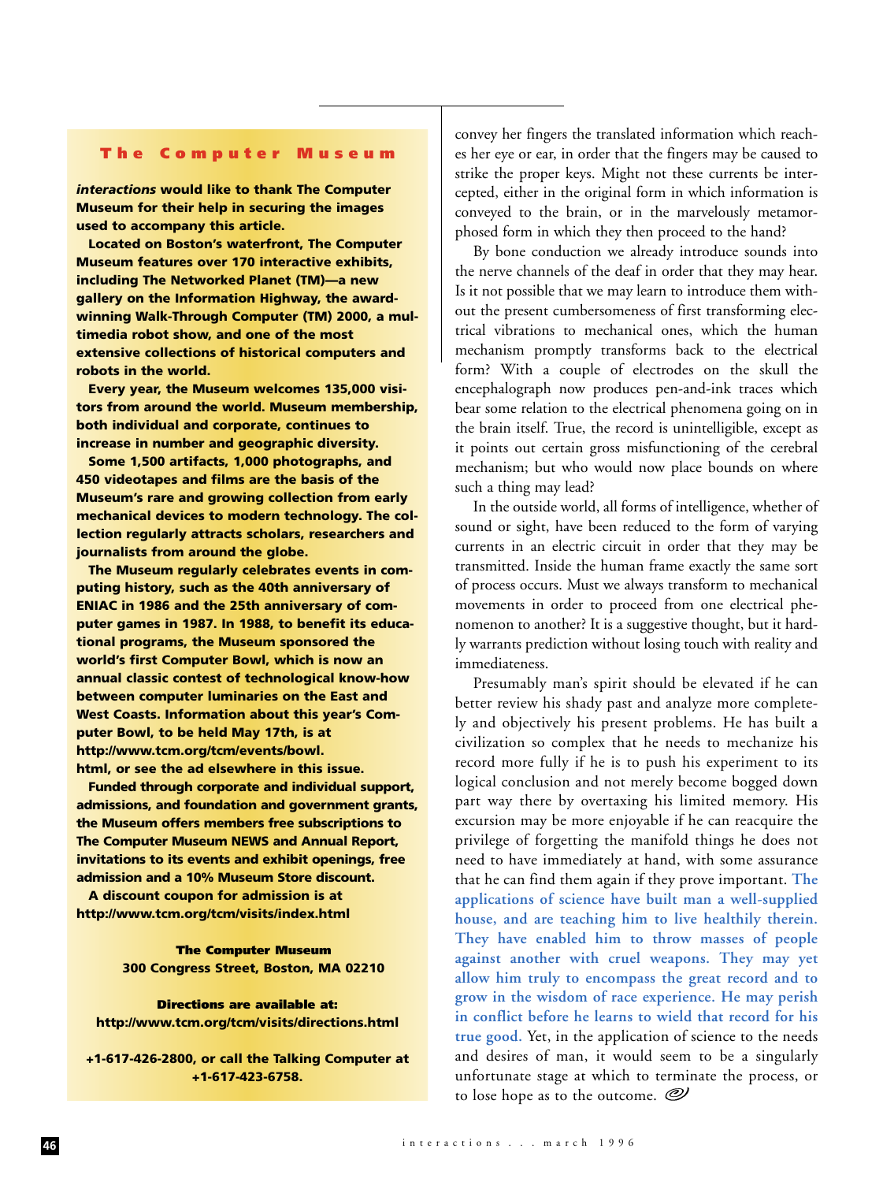convey her fingers the translated information which reaches her eye or ear, in order that the fingers may be caused to strike the proper keys. Might not these currents be intercepted, either in the original form in which information is conveyed to the brain, or in the marvelously metamorphosed form in which they then proceed to the hand?

By bone conduction we already introduce sounds into the nerve channels of the deaf in order that they may hear. Is it not possible that we may learn to introduce them without the present cumbersomeness of first transforming electrical vibrations to mechanical ones, which the human mechanism promptly transforms back to the electrical form? With a couple of electrodes on the skull the encephalograph now produces pen-and-ink traces which bear some relation to the electrical phenomena going on in the brain itself. True, the record is unintelligible, except as it points out certain gross misfunctioning of the cerebral mechanism; but who would now place bounds on where such a thing may lead?

In the outside world, all forms of intelligence, whether of sound or sight, have been reduced to the form of varying currents in an electric circuit in order that they may be transmitted. Inside the human frame exactly the same sort of process occurs. Must we always transform to mechanical movements in order to proceed from one electrical phenomenon to another? It is a suggestive thought, but it hardly warrants prediction without losing touch with reality and immediateness.

Presumably man's spirit should be elevated if he can better review his shady past and analyze more completely and objectively his present problems. He has built a civilization so complex that he needs to mechanize his record more fully if he is to push his experiment to its logical conclusion and not merely become bogged down part way there by overtaxing his limited memory. His excursion may be more enjoyable if he can reacquire the privilege of forgetting the manifold things he does not need to have immediately at hand, with some assurance that he can find them again if they prove important. **The applications of science have built man a well-supplied house, and are teaching him to live healthily therein. They have enabled him to throw masses of people against another with cruel weapons. They may yet allow him truly to encompass the great record and to grow in the wisdom of race experience. He may perish in conflict before he learns to wield that record for his true good.** Yet, in the application of science to the needs and desires of man, it would seem to be a singularly unfortunate stage at which to terminate the process, or to lose hope as to the outcome.

## The Computer Museum

***interactions*** **would like to thank The Computer Museum for their help in securing the images used to accompany this article.**

**Located on Boston's waterfront, The Computer Museum features over 170 interactive exhibits, including The Networked Planet (TM)—a new gallery on the Information Highway, the award-winning Walk-Through Computer (TM) 2000, a multimedia robot show, and one of the most extensive collections of historical computers and robots in the world.**

**Every year, the Museum welcomes 135,000 visitors from around the world. Museum membership, both individual and corporate, continues to increase in number and geographic diversity.**

**Some 1,500 artifacts, 1,000 photographs, and 450 videotapes and films are the basis of the Museum's rare and growing collection from early mechanical devices to modern technology. The collection regularly attracts scholars, researchers and journalists from around the globe.**

**The Museum regularly celebrates events in computing history, such as the 40th anniversary of ENIAC in 1986 and the 25th anniversary of computer games in 1987. In 1988, to benefit its educational programs, the Museum sponsored the world's first Computer Bowl, which is now an annual classic contest of technological know-how between computer luminaries on the East and West Coasts. Information about this year's Computer Bowl, to be held May 17th, is at http://www.tcm.org/tcm/events/bowl.html, or see the ad elsewhere in this issue.**

**Funded through corporate and individual support, admissions, and foundation and government grants, the Museum offers members free subscriptions to The Computer Museum NEWS and Annual Report, invitations to its events and exhibit openings, free admission and a 10% Museum Store discount.**

**A discount coupon for admission is at http://www.tcm.org/tcm/visits/index.html**

**The Computer Museum**
**300 Congress Street, Boston, MA 02210**

**Directions are available at:**
**http://www.tcm.org/tcm/visits/directions.html**

**+1-617-426-2800, or call the Talking Computer at +1-617-423-6758.**